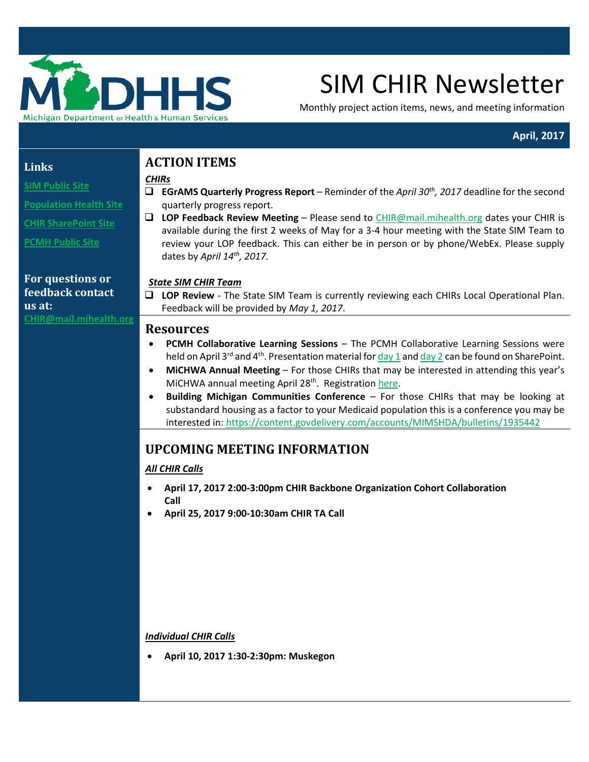# SIM CHIR Newsletter

Monthly project action items, news, and meeting information

**April, 2017**

**Links**

SIM Public Site

Population Health Site

CHIR SharePoint Site

PCMH Public Site

**For questions or feedback contact us at:**
CHIR@mail.mihealth.org

## ACTION ITEMS

***CHIRs***

- ❑ **EGrAMS Quarterly Progress Report** – Reminder of the *April 30th, 2017* deadline for the second quarterly progress report.
- ❑ **LOP Feedback Review Meeting** – Please send to CHIR@mail.mihealth.org dates your CHIR is available during the first 2 weeks of May for a 3-4 hour meeting with the State SIM Team to review your LOP feedback. This can either be in person or by phone/WebEx. Please supply dates by *April 14th, 2017.*

***State SIM CHIR Team***

- ❑ **LOP Review** - The State SIM Team is currently reviewing each CHIRs Local Operational Plan. Feedback will be provided by *May 1, 2017*.

## Resources

- **PCMH Collaborative Learning Sessions** – The PCMH Collaborative Learning Sessions were held on April 3rd and 4th. Presentation material for day 1 and day 2 can be found on SharePoint.
- **MiCHWA Annual Meeting** – For those CHIRs that may be interested in attending this year's MiCHWA annual meeting April 28th. Registration here.
- **Building Michigan Communities Conference** – For those CHIRs that may be looking at substandard housing as a factor to your Medicaid population this is a conference you may be interested in: https://content.govdelivery.com/accounts/MIMSHDA/bulletins/1935442

## UPCOMING MEETING INFORMATION

***All CHIR Calls***

- **April 17, 2017 2:00-3:00pm CHIR Backbone Organization Cohort Collaboration Call**
- **April 25, 2017 9:00-10:30am CHIR TA Call**

***Individual CHIR Calls***

- **April 10, 2017 1:30-2:30pm: Muskegon**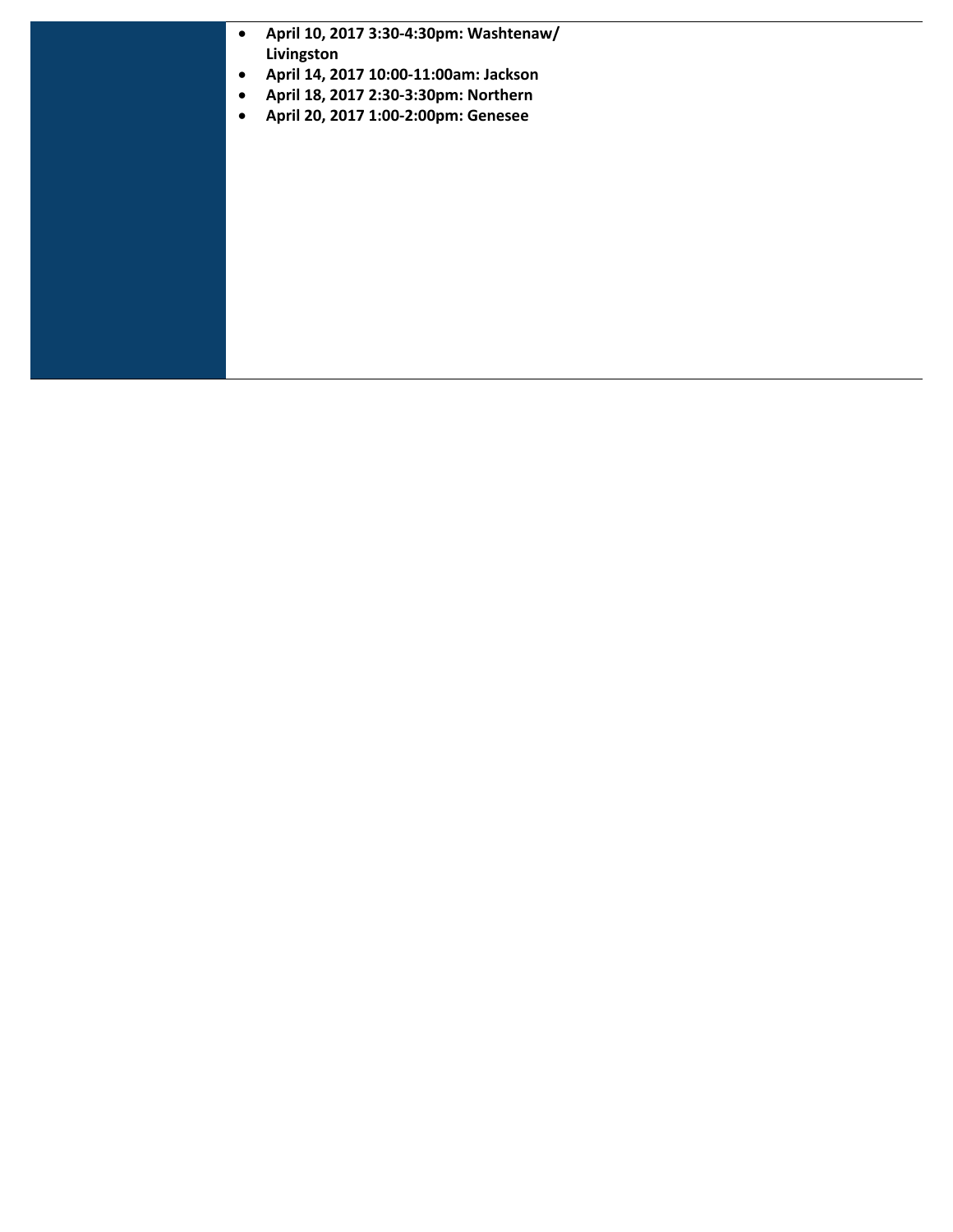- **April 10, 2017 3:30-4:30pm: Washtenaw/ Livingston**
- **April 14, 2017 10:00-11:00am: Jackson**
- **April 18, 2017 2:30-3:30pm: Northern**
- **April 20, 2017 1:00-2:00pm: Genesee**